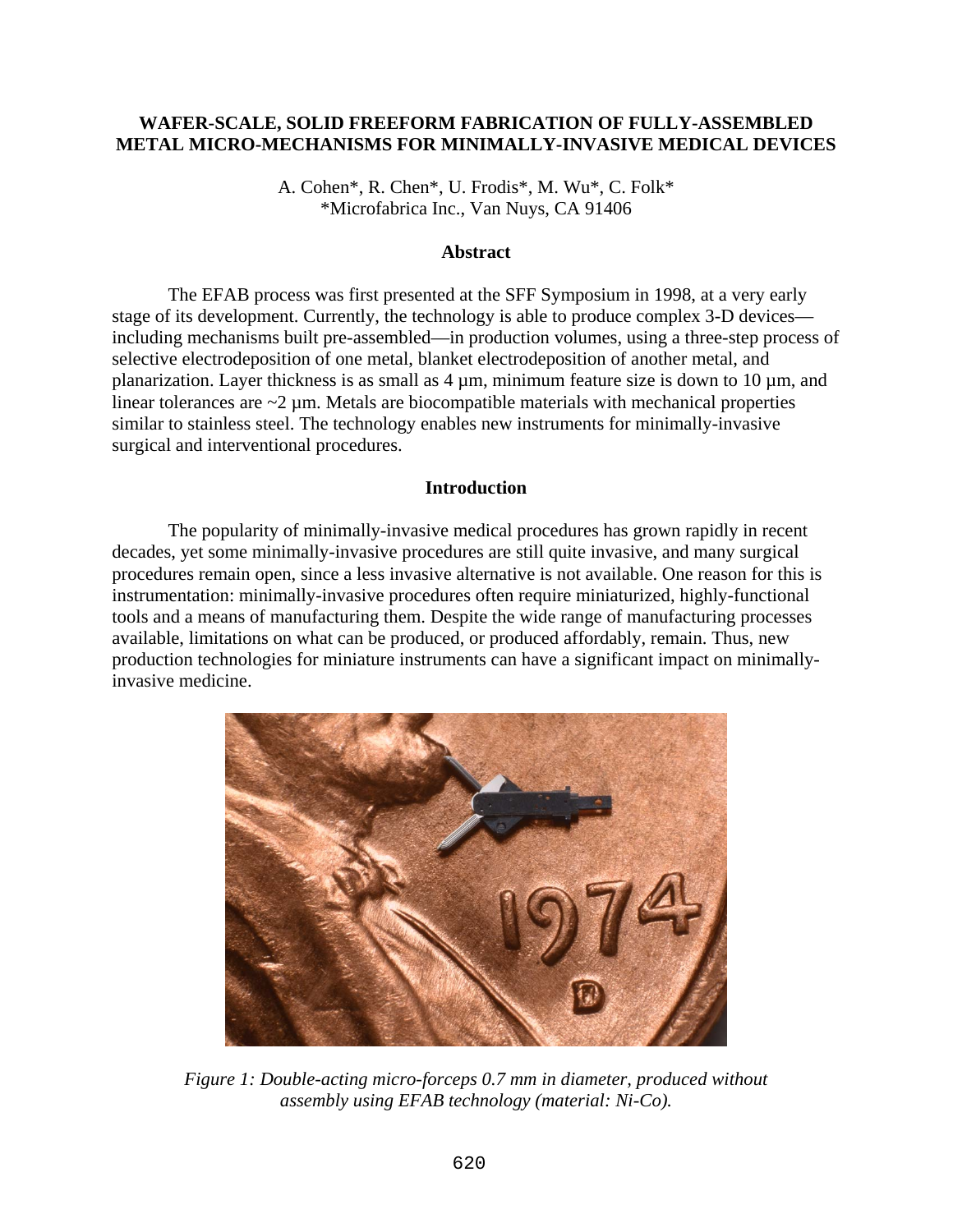# WAFER-SCALE, SOLID FREEFORM FABRICATION OF FULLY-ASSEMBLED METAL MICRO-MECHANISMS FOR MINIMALLY-INVASIVE MEDICAL DEVICES

A. Cohen*, R. Chen*, U. Frodis*, M. Wu*, C. Folk*
*Microfabrica Inc., Van Nuys, CA 91406

## Abstract

The EFAB process was first presented at the SFF Symposium in 1998, at a very early stage of its development. Currently, the technology is able to produce complex 3-D devices—including mechanisms built pre-assembled—in production volumes, using a three-step process of selective electrodeposition of one metal, blanket electrodeposition of another metal, and planarization. Layer thickness is as small as 4 µm, minimum feature size is down to 10 µm, and linear tolerances are ~2 µm. Metals are biocompatible materials with mechanical properties similar to stainless steel. The technology enables new instruments for minimally-invasive surgical and interventional procedures.

## Introduction

The popularity of minimally-invasive medical procedures has grown rapidly in recent decades, yet some minimally-invasive procedures are still quite invasive, and many surgical procedures remain open, since a less invasive alternative is not available. One reason for this is instrumentation: minimally-invasive procedures often require miniaturized, highly-functional tools and a means of manufacturing them. Despite the wide range of manufacturing processes available, limitations on what can be produced, or produced affordably, remain. Thus, new production technologies for miniature instruments can have a significant impact on minimally-invasive medicine.

*Figure 1: Double-acting micro-forceps 0.7 mm in diameter, produced without assembly using EFAB technology (material: Ni-Co).*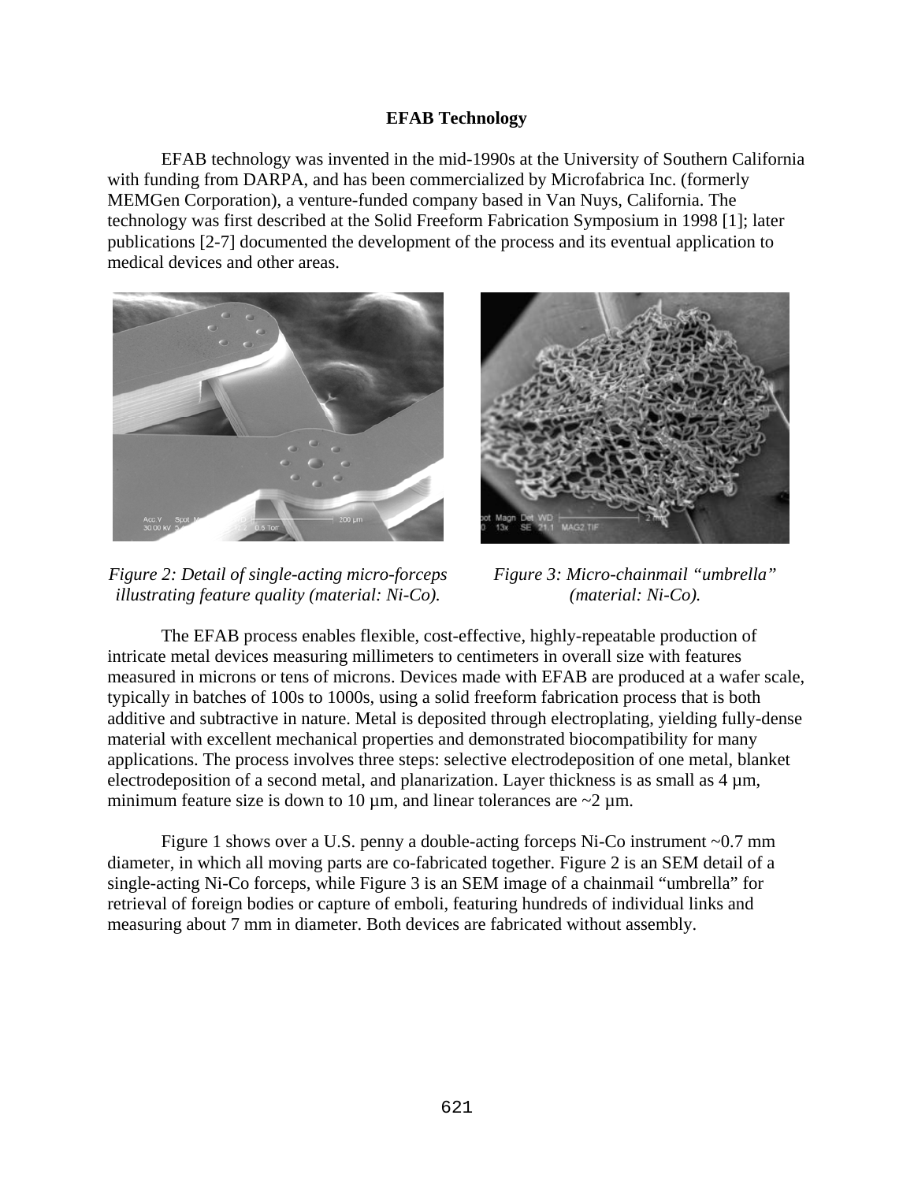**EFAB Technology**

EFAB technology was invented in the mid-1990s at the University of Southern California with funding from DARPA, and has been commercialized by Microfabrica Inc. (formerly MEMGen Corporation), a venture-funded company based in Van Nuys, California. The technology was first described at the Solid Freeform Fabrication Symposium in 1998 [1]; later publications [2-7] documented the development of the process and its eventual application to medical devices and other areas.

*Figure 2: Detail of single-acting micro-forceps illustrating feature quality (material: Ni-Co).*

*Figure 3: Micro-chainmail "umbrella" (material: Ni-Co).*

The EFAB process enables flexible, cost-effective, highly-repeatable production of intricate metal devices measuring millimeters to centimeters in overall size with features measured in microns or tens of microns. Devices made with EFAB are produced at a wafer scale, typically in batches of 100s to 1000s, using a solid freeform fabrication process that is both additive and subtractive in nature. Metal is deposited through electroplating, yielding fully-dense material with excellent mechanical properties and demonstrated biocompatibility for many applications. The process involves three steps: selective electrodeposition of one metal, blanket electrodeposition of a second metal, and planarization. Layer thickness is as small as 4 µm, minimum feature size is down to 10 µm, and linear tolerances are ~2 µm.

Figure 1 shows over a U.S. penny a double-acting forceps Ni-Co instrument ~0.7 mm diameter, in which all moving parts are co-fabricated together. Figure 2 is an SEM detail of a single-acting Ni-Co forceps, while Figure 3 is an SEM image of a chainmail "umbrella" for retrieval of foreign bodies or capture of emboli, featuring hundreds of individual links and measuring about 7 mm in diameter. Both devices are fabricated without assembly.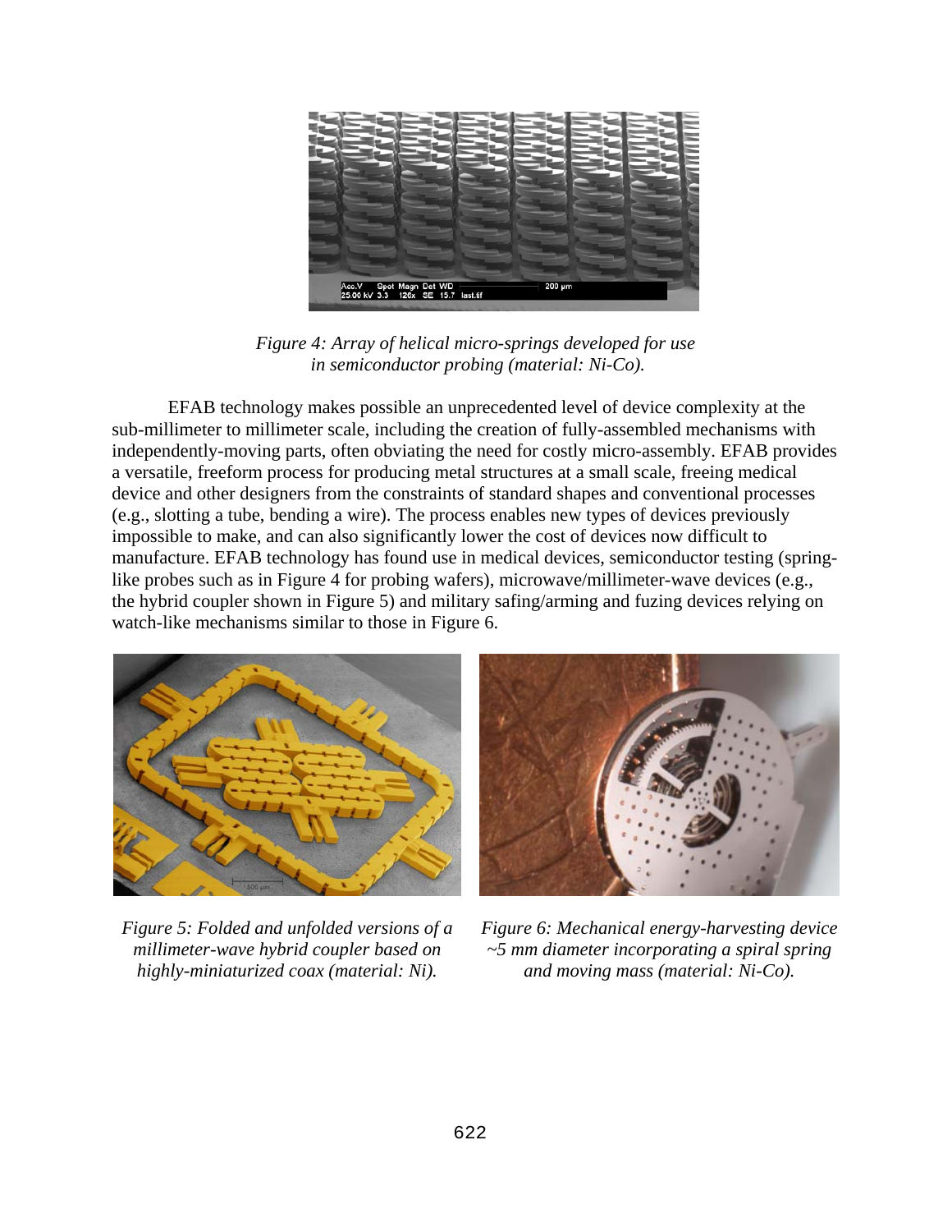*Figure 4: Array of helical micro-springs developed for use in semiconductor probing (material: Ni-Co).*

EFAB technology makes possible an unprecedented level of device complexity at the sub-millimeter to millimeter scale, including the creation of fully-assembled mechanisms with independently-moving parts, often obviating the need for costly micro-assembly. EFAB provides a versatile, freeform process for producing metal structures at a small scale, freeing medical device and other designers from the constraints of standard shapes and conventional processes (e.g., slotting a tube, bending a wire). The process enables new types of devices previously impossible to make, and can also significantly lower the cost of devices now difficult to manufacture. EFAB technology has found use in medical devices, semiconductor testing (spring-like probes such as in Figure 4 for probing wafers), microwave/millimeter-wave devices (e.g., the hybrid coupler shown in Figure 5) and military safing/arming and fuzing devices relying on watch-like mechanisms similar to those in Figure 6.

*Figure 5: Folded and unfolded versions of a millimeter-wave hybrid coupler based on highly-miniaturized coax (material: Ni).*

*Figure 6: Mechanical energy-harvesting device ~5 mm diameter incorporating a spiral spring and moving mass (material: Ni-Co).*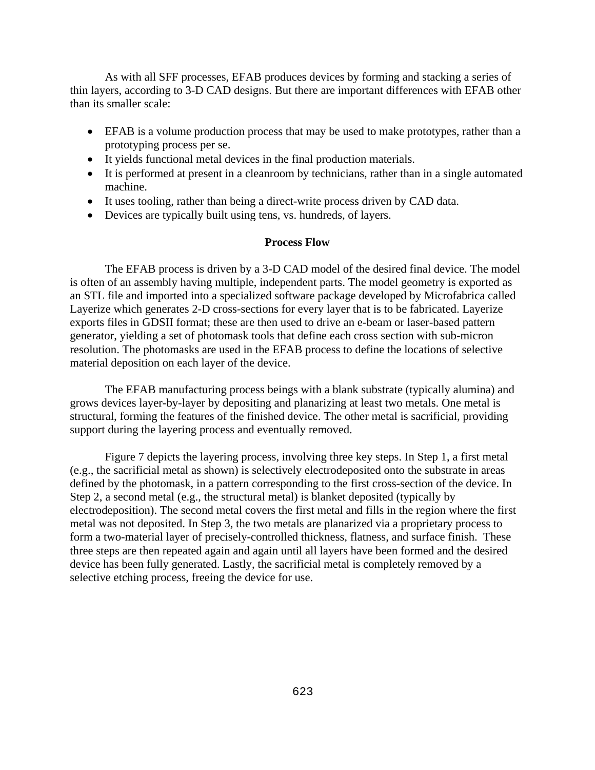As with all SFF processes, EFAB produces devices by forming and stacking a series of thin layers, according to 3-D CAD designs. But there are important differences with EFAB other than its smaller scale:

- EFAB is a volume production process that may be used to make prototypes, rather than a prototyping process per se.
- It yields functional metal devices in the final production materials.
- It is performed at present in a cleanroom by technicians, rather than in a single automated machine.
- It uses tooling, rather than being a direct-write process driven by CAD data.
- Devices are typically built using tens, vs. hundreds, of layers.

## Process Flow

The EFAB process is driven by a 3-D CAD model of the desired final device. The model is often of an assembly having multiple, independent parts. The model geometry is exported as an STL file and imported into a specialized software package developed by Microfabrica called Layerize which generates 2-D cross-sections for every layer that is to be fabricated. Layerize exports files in GDSII format; these are then used to drive an e-beam or laser-based pattern generator, yielding a set of photomask tools that define each cross section with sub-micron resolution. The photomasks are used in the EFAB process to define the locations of selective material deposition on each layer of the device.

The EFAB manufacturing process beings with a blank substrate (typically alumina) and grows devices layer-by-layer by depositing and planarizing at least two metals. One metal is structural, forming the features of the finished device. The other metal is sacrificial, providing support during the layering process and eventually removed.

Figure 7 depicts the layering process, involving three key steps. In Step 1, a first metal (e.g., the sacrificial metal as shown) is selectively electrodeposited onto the substrate in areas defined by the photomask, in a pattern corresponding to the first cross-section of the device. In Step 2, a second metal (e.g., the structural metal) is blanket deposited (typically by electrodeposition). The second metal covers the first metal and fills in the region where the first metal was not deposited. In Step 3, the two metals are planarized via a proprietary process to form a two-material layer of precisely-controlled thickness, flatness, and surface finish. These three steps are then repeated again and again until all layers have been formed and the desired device has been fully generated. Lastly, the sacrificial metal is completely removed by a selective etching process, freeing the device for use.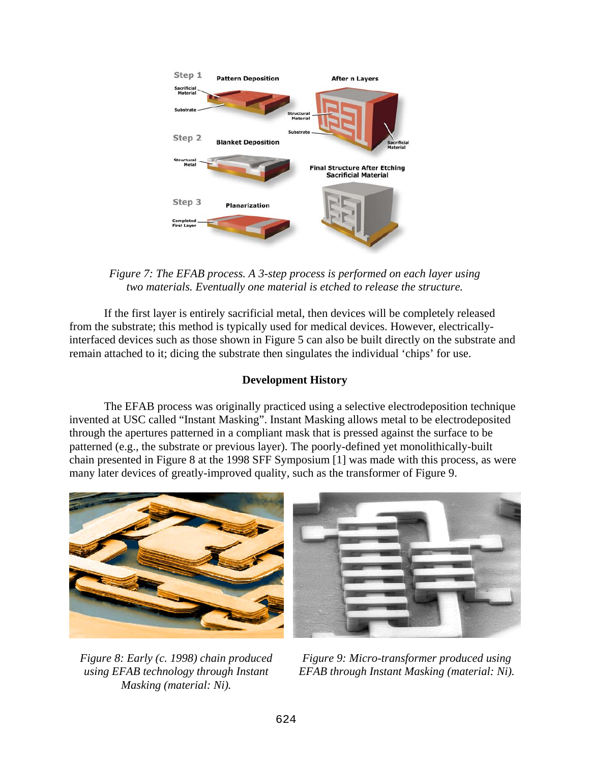*Figure 7: The EFAB process. A 3-step process is performed on each layer using two materials. Eventually one material is etched to release the structure.*

If the first layer is entirely sacrificial metal, then devices will be completely released from the substrate; this method is typically used for medical devices. However, electrically-interfaced devices such as those shown in Figure 5 can also be built directly on the substrate and remain attached to it; dicing the substrate then singulates the individual 'chips' for use.

## Development History

The EFAB process was originally practiced using a selective electrodeposition technique invented at USC called "Instant Masking". Instant Masking allows metal to be electrodeposited through the apertures patterned in a compliant mask that is pressed against the surface to be patterned (e.g., the substrate or previous layer). The poorly-defined yet monolithically-built chain presented in Figure 8 at the 1998 SFF Symposium [1] was made with this process, as were many later devices of greatly-improved quality, such as the transformer of Figure 9.

*Figure 8: Early (c. 1998) chain produced using EFAB technology through Instant Masking (material: Ni).*

*Figure 9: Micro-transformer produced using EFAB through Instant Masking (material: Ni).*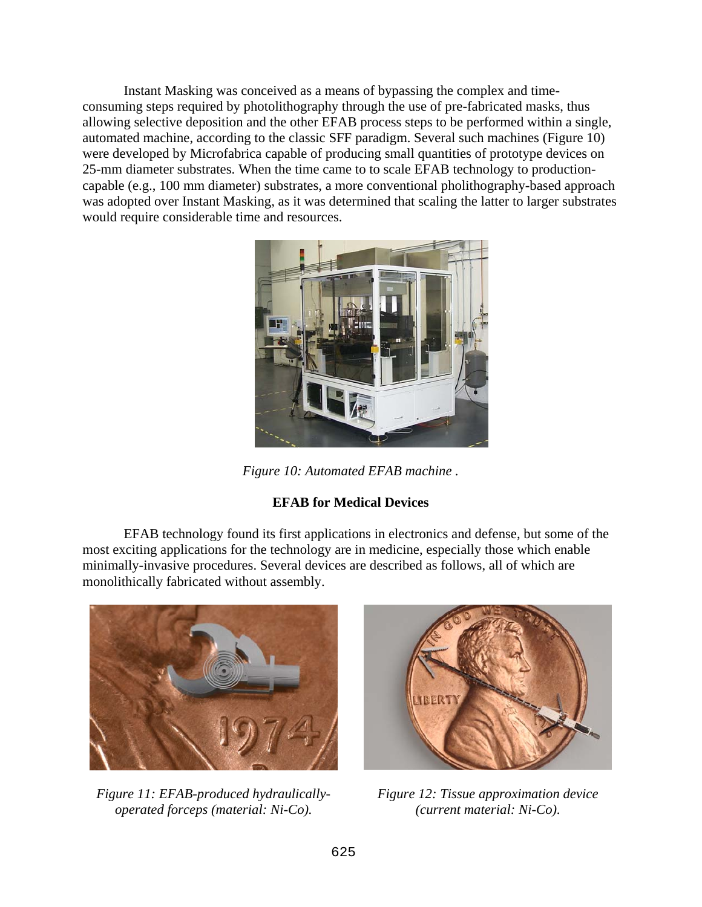Instant Masking was conceived as a means of bypassing the complex and time-consuming steps required by photolithography through the use of pre-fabricated masks, thus allowing selective deposition and the other EFAB process steps to be performed within a single, automated machine, according to the classic SFF paradigm. Several such machines (Figure 10) were developed by Microfabrica capable of producing small quantities of prototype devices on 25-mm diameter substrates. When the time came to to scale EFAB technology to production-capable (e.g., 100 mm diameter) substrates, a more conventional pholithography-based approach was adopted over Instant Masking, as it was determined that scaling the latter to larger substrates would require considerable time and resources.

*Figure 10: Automated EFAB machine .*

**EFAB for Medical Devices**

EFAB technology found its first applications in electronics and defense, but some of the most exciting applications for the technology are in medicine, especially those which enable minimally-invasive procedures. Several devices are described as follows, all of which are monolithically fabricated without assembly.

*Figure 11: EFAB-produced hydraulically-operated forceps (material: Ni-Co).*

*Figure 12: Tissue approximation device (current material: Ni-Co).*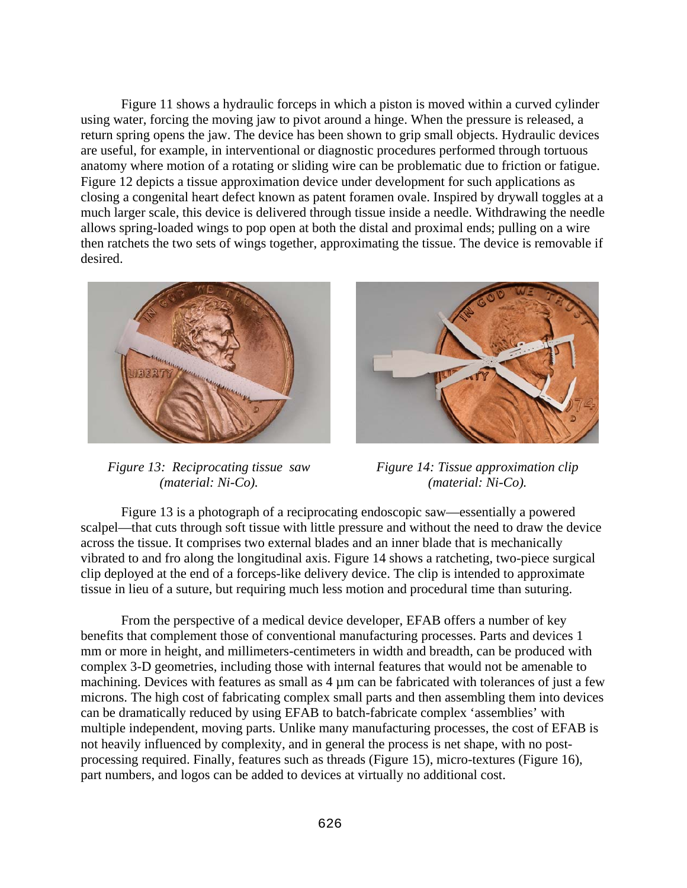Figure 11 shows a hydraulic forceps in which a piston is moved within a curved cylinder using water, forcing the moving jaw to pivot around a hinge. When the pressure is released, a return spring opens the jaw. The device has been shown to grip small objects. Hydraulic devices are useful, for example, in interventional or diagnostic procedures performed through tortuous anatomy where motion of a rotating or sliding wire can be problematic due to friction or fatigue. Figure 12 depicts a tissue approximation device under development for such applications as closing a congenital heart defect known as patent foramen ovale. Inspired by drywall toggles at a much larger scale, this device is delivered through tissue inside a needle. Withdrawing the needle allows spring-loaded wings to pop open at both the distal and proximal ends; pulling on a wire then ratchets the two sets of wings together, approximating the tissue. The device is removable if desired.

*Figure 13: Reciprocating tissue saw (material: Ni-Co).*

*Figure 14: Tissue approximation clip (material: Ni-Co).*

Figure 13 is a photograph of a reciprocating endoscopic saw—essentially a powered scalpel—that cuts through soft tissue with little pressure and without the need to draw the device across the tissue. It comprises two external blades and an inner blade that is mechanically vibrated to and fro along the longitudinal axis. Figure 14 shows a ratcheting, two-piece surgical clip deployed at the end of a forceps-like delivery device. The clip is intended to approximate tissue in lieu of a suture, but requiring much less motion and procedural time than suturing.

From the perspective of a medical device developer, EFAB offers a number of key benefits that complement those of conventional manufacturing processes. Parts and devices 1 mm or more in height, and millimeters-centimeters in width and breadth, can be produced with complex 3-D geometries, including those with internal features that would not be amenable to machining. Devices with features as small as 4 µm can be fabricated with tolerances of just a few microns. The high cost of fabricating complex small parts and then assembling them into devices can be dramatically reduced by using EFAB to batch-fabricate complex 'assemblies' with multiple independent, moving parts. Unlike many manufacturing processes, the cost of EFAB is not heavily influenced by complexity, and in general the process is net shape, with no post-processing required. Finally, features such as threads (Figure 15), micro-textures (Figure 16), part numbers, and logos can be added to devices at virtually no additional cost.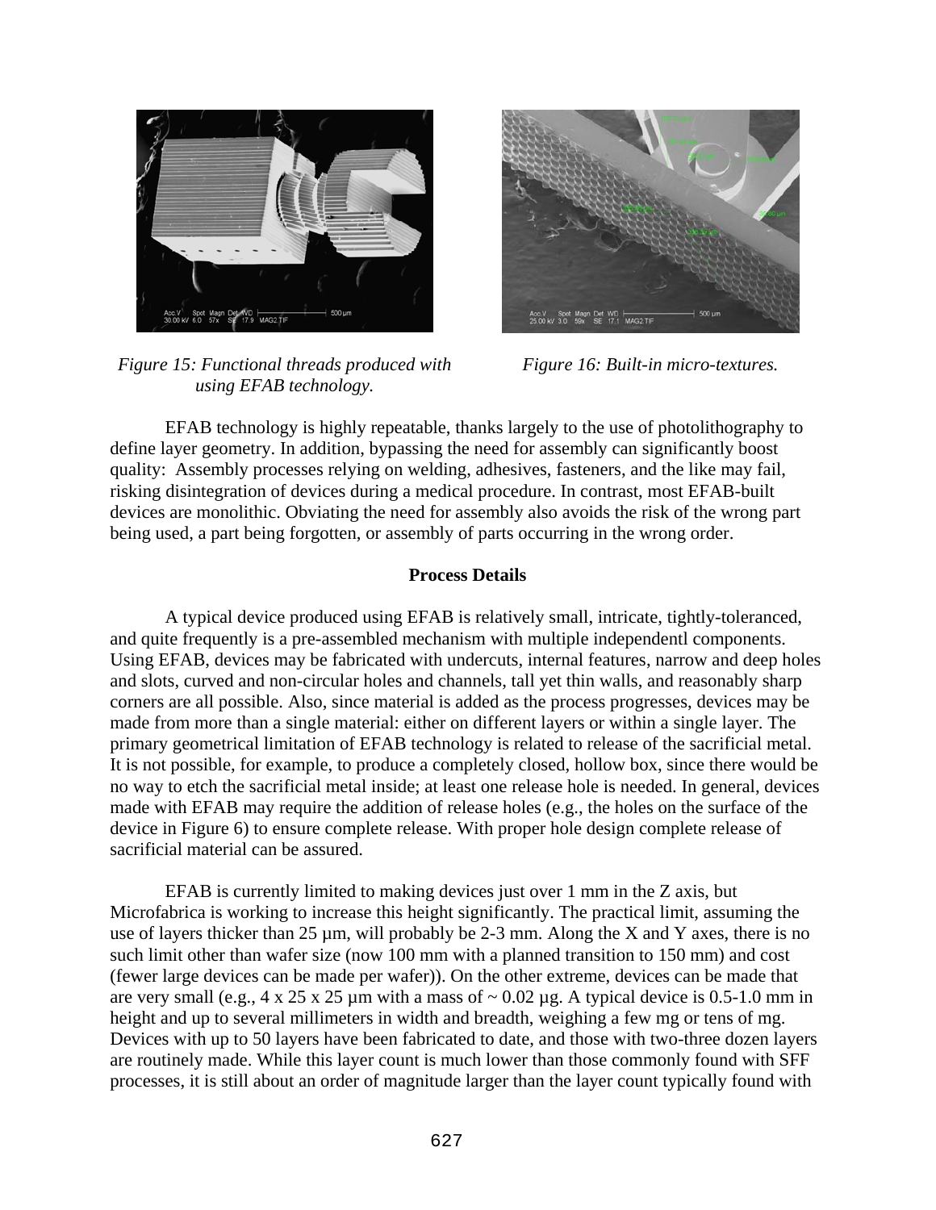*Figure 15: Functional threads produced with using EFAB technology.*

*Figure 16: Built-in micro-textures.*

EFAB technology is highly repeatable, thanks largely to the use of photolithography to define layer geometry. In addition, bypassing the need for assembly can significantly boost quality: Assembly processes relying on welding, adhesives, fasteners, and the like may fail, risking disintegration of devices during a medical procedure. In contrast, most EFAB-built devices are monolithic. Obviating the need for assembly also avoids the risk of the wrong part being used, a part being forgotten, or assembly of parts occurring in the wrong order.

**Process Details**

A typical device produced using EFAB is relatively small, intricate, tightly-toleranced, and quite frequently is a pre-assembled mechanism with multiple independentl components. Using EFAB, devices may be fabricated with undercuts, internal features, narrow and deep holes and slots, curved and non-circular holes and channels, tall yet thin walls, and reasonably sharp corners are all possible. Also, since material is added as the process progresses, devices may be made from more than a single material: either on different layers or within a single layer. The primary geometrical limitation of EFAB technology is related to release of the sacrificial metal. It is not possible, for example, to produce a completely closed, hollow box, since there would be no way to etch the sacrificial metal inside; at least one release hole is needed. In general, devices made with EFAB may require the addition of release holes (e.g., the holes on the surface of the device in Figure 6) to ensure complete release. With proper hole design complete release of sacrificial material can be assured.

EFAB is currently limited to making devices just over 1 mm in the Z axis, but Microfabrica is working to increase this height significantly. The practical limit, assuming the use of layers thicker than 25 µm, will probably be 2-3 mm. Along the X and Y axes, there is no such limit other than wafer size (now 100 mm with a planned transition to 150 mm) and cost (fewer large devices can be made per wafer)). On the other extreme, devices can be made that are very small (e.g., 4 x 25 x 25 µm with a mass of ~ 0.02 µg. A typical device is 0.5-1.0 mm in height and up to several millimeters in width and breadth, weighing a few mg or tens of mg. Devices with up to 50 layers have been fabricated to date, and those with two-three dozen layers are routinely made. While this layer count is much lower than those commonly found with SFF processes, it is still about an order of magnitude larger than the layer count typically found with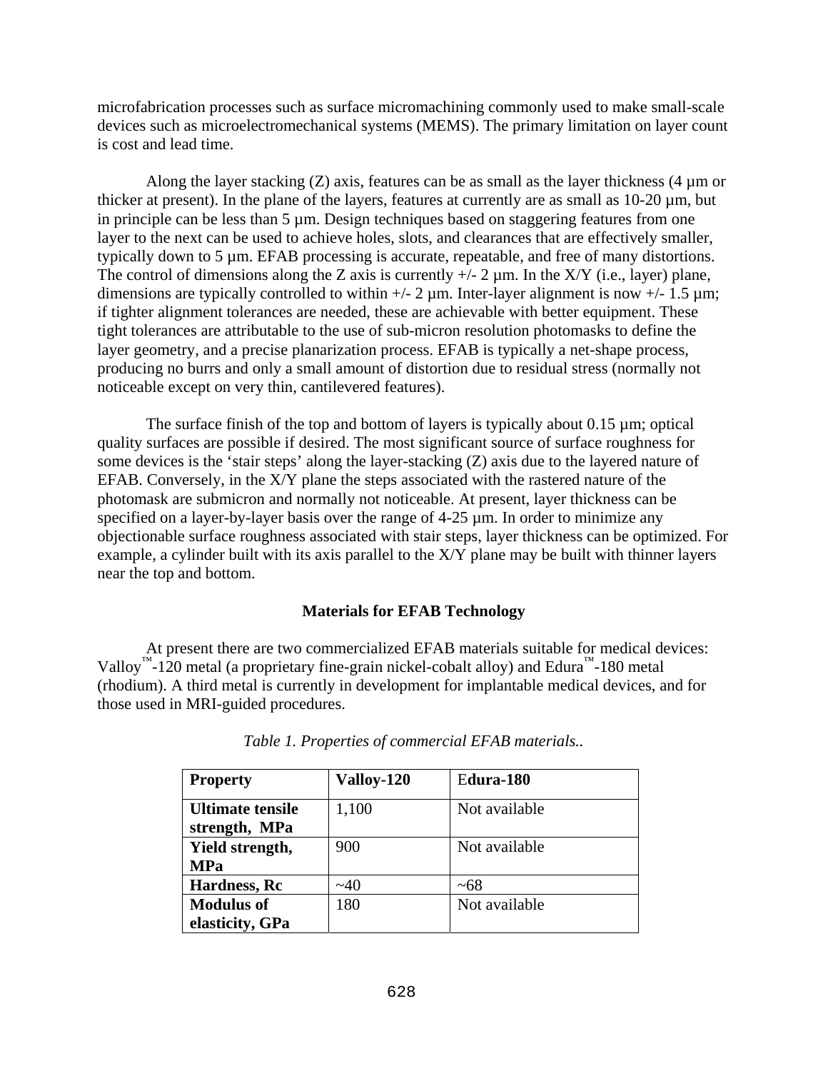microfabrication processes such as surface micromachining commonly used to make small-scale devices such as microelectromechanical systems (MEMS). The primary limitation on layer count is cost and lead time.

Along the layer stacking (Z) axis, features can be as small as the layer thickness (4 µm or thicker at present). In the plane of the layers, features at currently are as small as 10-20 µm, but in principle can be less than 5 µm. Design techniques based on staggering features from one layer to the next can be used to achieve holes, slots, and clearances that are effectively smaller, typically down to 5 µm. EFAB processing is accurate, repeatable, and free of many distortions. The control of dimensions along the Z axis is currently +/- 2 µm. In the X/Y (i.e., layer) plane, dimensions are typically controlled to within +/- 2 µm. Inter-layer alignment is now +/- 1.5 µm; if tighter alignment tolerances are needed, these are achievable with better equipment. These tight tolerances are attributable to the use of sub-micron resolution photomasks to define the layer geometry, and a precise planarization process. EFAB is typically a net-shape process, producing no burrs and only a small amount of distortion due to residual stress (normally not noticeable except on very thin, cantilevered features).

The surface finish of the top and bottom of layers is typically about 0.15 µm; optical quality surfaces are possible if desired. The most significant source of surface roughness for some devices is the 'stair steps' along the layer-stacking (Z) axis due to the layered nature of EFAB. Conversely, in the X/Y plane the steps associated with the rastered nature of the photomask are submicron and normally not noticeable. At present, layer thickness can be specified on a layer-by-layer basis over the range of 4-25 µm. In order to minimize any objectionable surface roughness associated with stair steps, layer thickness can be optimized. For example, a cylinder built with its axis parallel to the X/Y plane may be built with thinner layers near the top and bottom.

## Materials for EFAB Technology

At present there are two commercialized EFAB materials suitable for medical devices: Valloy™-120 metal (a proprietary fine-grain nickel-cobalt alloy) and Edura™-180 metal (rhodium). A third metal is currently in development for implantable medical devices, and for those used in MRI-guided procedures.

*Table 1. Properties of commercial EFAB materials..*

| **Property** | **Valloy-120** | **Edura-180** |
|---|---|---|
| **Ultimate tensile strength, MPa** | 1,100 | Not available |
| **Yield strength, MPa** | 900 | Not available |
| **Hardness, Rc** | ~40 | ~68 |
| **Modulus of elasticity, GPa** | 180 | Not available |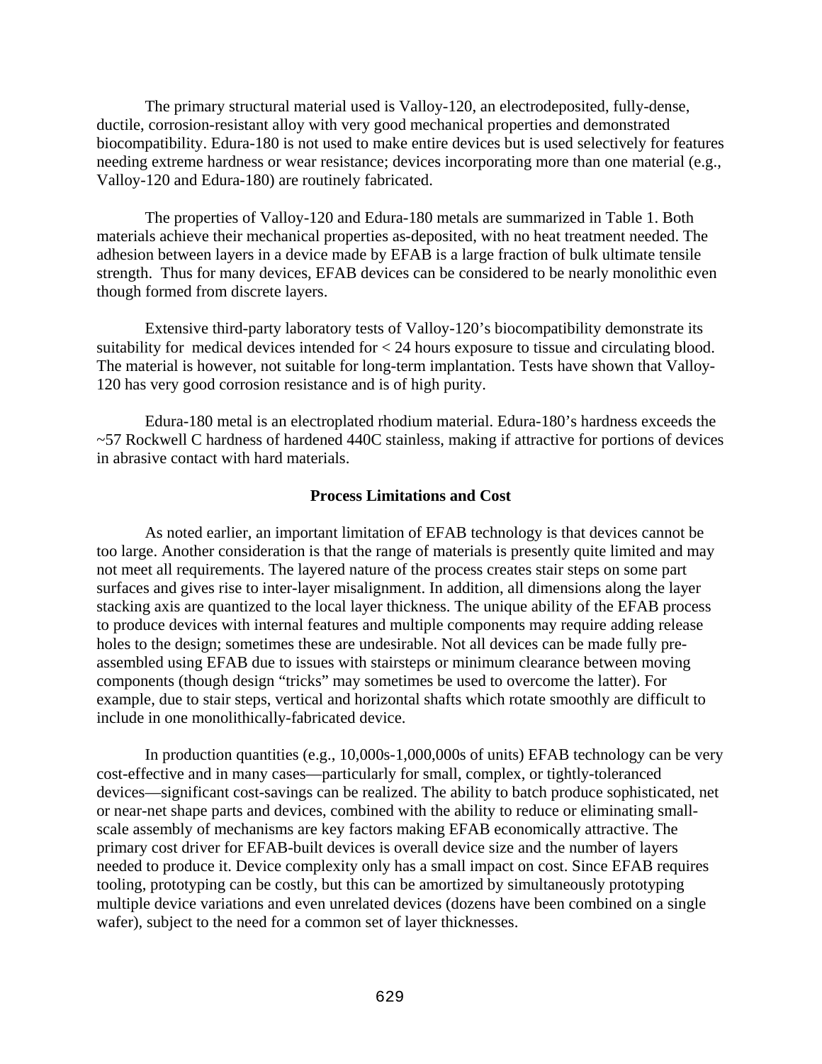The primary structural material used is Valloy-120, an electrodeposited, fully-dense, ductile, corrosion-resistant alloy with very good mechanical properties and demonstrated biocompatibility. Edura-180 is not used to make entire devices but is used selectively for features needing extreme hardness or wear resistance; devices incorporating more than one material (e.g., Valloy-120 and Edura-180) are routinely fabricated.

The properties of Valloy-120 and Edura-180 metals are summarized in Table 1. Both materials achieve their mechanical properties as-deposited, with no heat treatment needed. The adhesion between layers in a device made by EFAB is a large fraction of bulk ultimate tensile strength. Thus for many devices, EFAB devices can be considered to be nearly monolithic even though formed from discrete layers.

Extensive third-party laboratory tests of Valloy-120's biocompatibility demonstrate its suitability for medical devices intended for < 24 hours exposure to tissue and circulating blood. The material is however, not suitable for long-term implantation. Tests have shown that Valloy-120 has very good corrosion resistance and is of high purity.

Edura-180 metal is an electroplated rhodium material. Edura-180's hardness exceeds the ~57 Rockwell C hardness of hardened 440C stainless, making if attractive for portions of devices in abrasive contact with hard materials.

## Process Limitations and Cost

As noted earlier, an important limitation of EFAB technology is that devices cannot be too large. Another consideration is that the range of materials is presently quite limited and may not meet all requirements. The layered nature of the process creates stair steps on some part surfaces and gives rise to inter-layer misalignment. In addition, all dimensions along the layer stacking axis are quantized to the local layer thickness. The unique ability of the EFAB process to produce devices with internal features and multiple components may require adding release holes to the design; sometimes these are undesirable. Not all devices can be made fully pre-assembled using EFAB due to issues with stairsteps or minimum clearance between moving components (though design "tricks" may sometimes be used to overcome the latter). For example, due to stair steps, vertical and horizontal shafts which rotate smoothly are difficult to include in one monolithically-fabricated device.

In production quantities (e.g., 10,000s-1,000,000s of units) EFAB technology can be very cost-effective and in many cases—particularly for small, complex, or tightly-toleranced devices—significant cost-savings can be realized. The ability to batch produce sophisticated, net or near-net shape parts and devices, combined with the ability to reduce or eliminating small-scale assembly of mechanisms are key factors making EFAB economically attractive. The primary cost driver for EFAB-built devices is overall device size and the number of layers needed to produce it. Device complexity only has a small impact on cost. Since EFAB requires tooling, prototyping can be costly, but this can be amortized by simultaneously prototyping multiple device variations and even unrelated devices (dozens have been combined on a single wafer), subject to the need for a common set of layer thicknesses.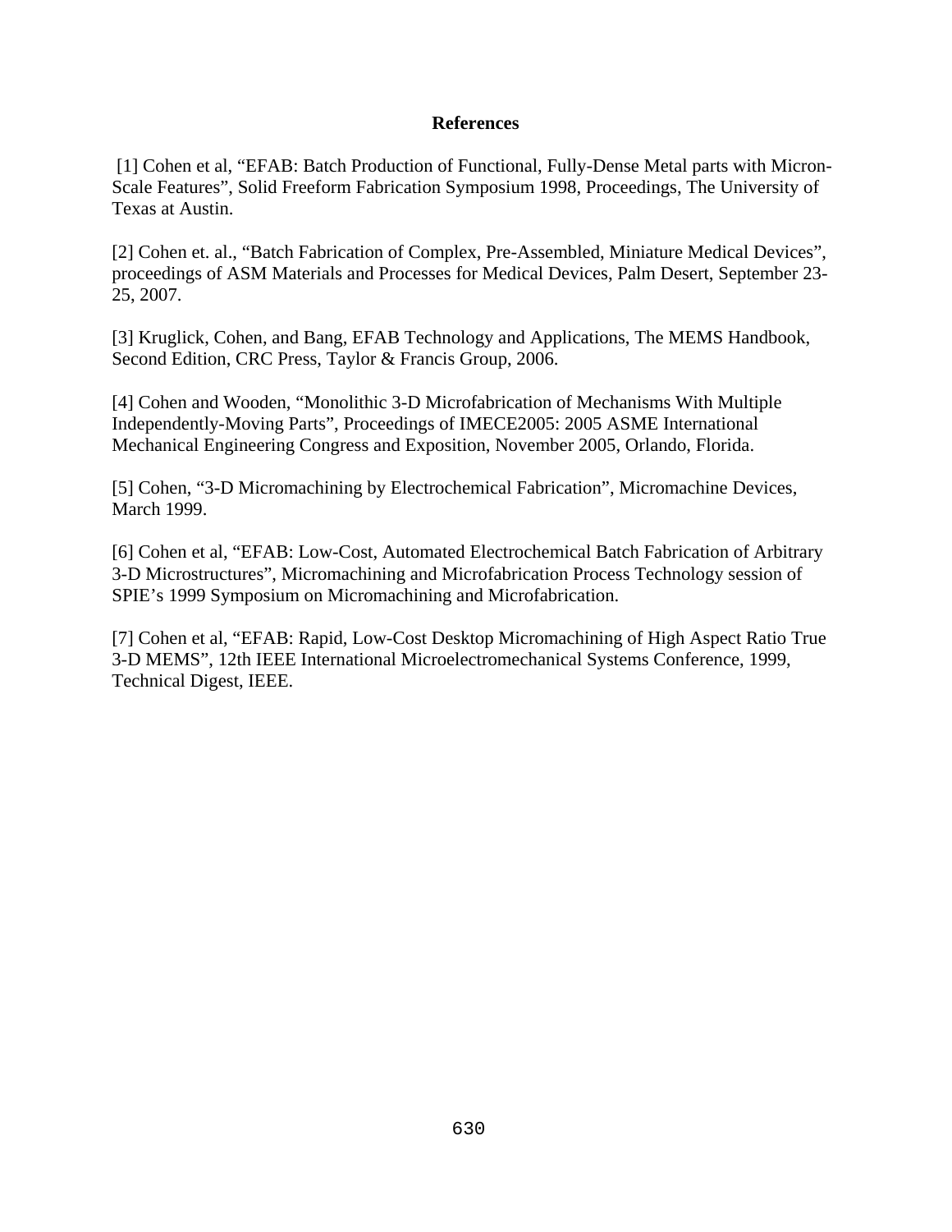## References

[1] Cohen et al, “EFAB: Batch Production of Functional, Fully-Dense Metal parts with Micron-Scale Features”, Solid Freeform Fabrication Symposium 1998, Proceedings, The University of Texas at Austin.

[2] Cohen et. al., “Batch Fabrication of Complex, Pre-Assembled, Miniature Medical Devices”, proceedings of ASM Materials and Processes for Medical Devices, Palm Desert, September 23-25, 2007.

[3] Kruglick, Cohen, and Bang, EFAB Technology and Applications, The MEMS Handbook, Second Edition, CRC Press, Taylor & Francis Group, 2006.

[4] Cohen and Wooden, “Monolithic 3-D Microfabrication of Mechanisms With Multiple Independently-Moving Parts”, Proceedings of IMECE2005: 2005 ASME International Mechanical Engineering Congress and Exposition, November 2005, Orlando, Florida.

[5] Cohen, “3-D Micromachining by Electrochemical Fabrication”, Micromachine Devices, March 1999.

[6] Cohen et al, “EFAB: Low-Cost, Automated Electrochemical Batch Fabrication of Arbitrary 3-D Microstructures”, Micromachining and Microfabrication Process Technology session of SPIE’s 1999 Symposium on Micromachining and Microfabrication.

[7] Cohen et al, “EFAB: Rapid, Low-Cost Desktop Micromachining of High Aspect Ratio True 3-D MEMS”, 12th IEEE International Microelectromechanical Systems Conference, 1999, Technical Digest, IEEE.